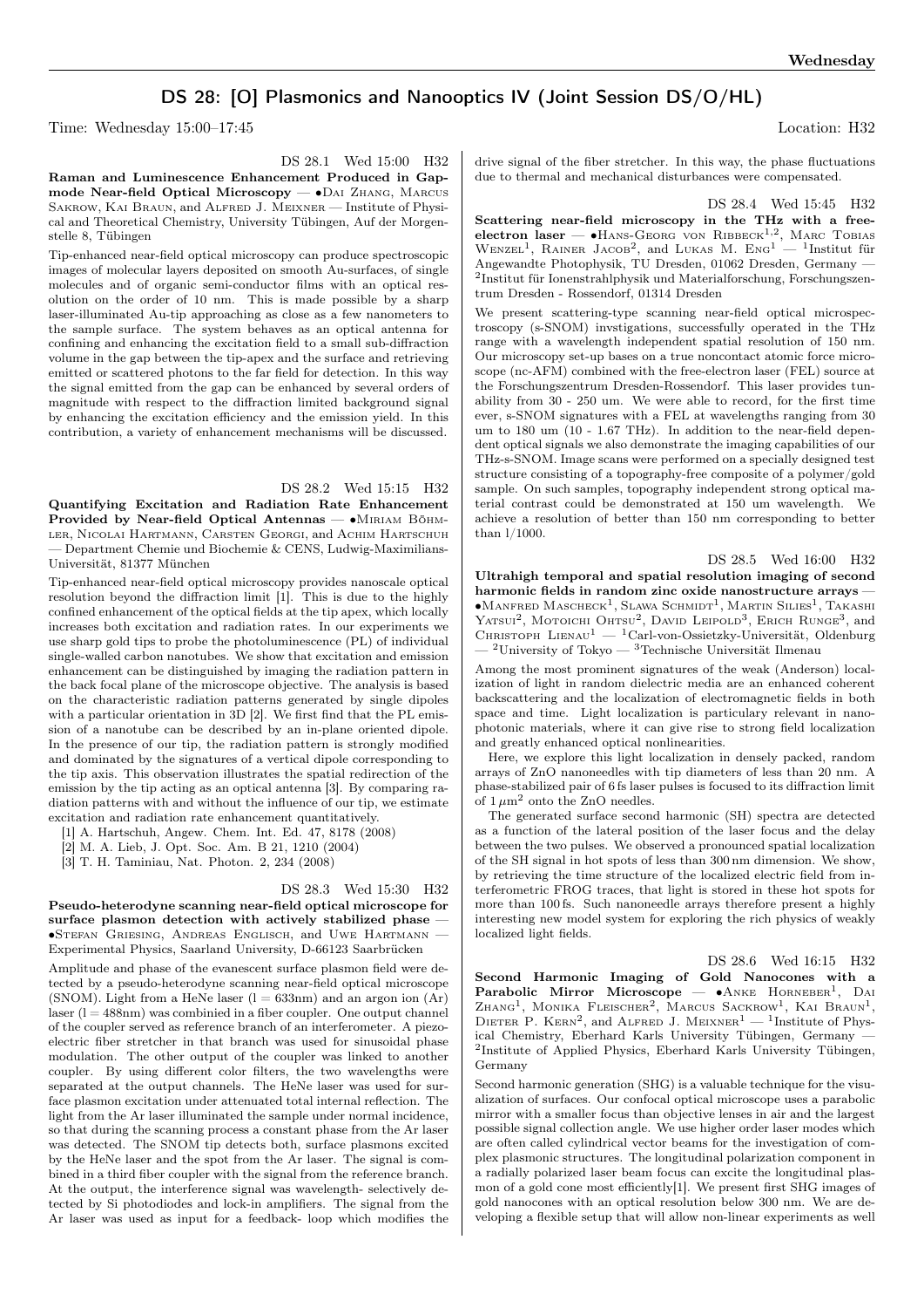# DS 28: [O] Plasmonics and Nanooptics IV (Joint Session DS/O/HL)

Time: Wednesday 15:00–17:45 Location: H32

DS 28.1 Wed 15:00 H32

**Raman and Luminescence Enhancement Produced in Gap-mode Near-field Optical Microscopy** — •Dai Zhang, Marcus Sakrow, Kai Braun, and Alfred J. Meixner — Institute of Physical and Theoretical Chemistry, University Tübingen, Auf der Morgenstelle 8, Tübingen

Tip-enhanced near-field optical microscopy can produce spectroscopic images of molecular layers deposited on smooth Au-surfaces, of single molecules and of organic semi-conductor films with an optical resolution on the order of 10 nm. This is made possible by a sharp laser-illuminated Au-tip approaching as close as a few nanometers to the sample surface. The system behaves as an optical antenna for confining and enhancing the excitation field to a small sub-diffraction volume in the gap between the tip-apex and the surface and retrieving emitted or scattered photons to the far field for detection. In this way the signal emitted from the gap can be enhanced by several orders of magnitude with respect to the diffraction limited background signal by enhancing the excitation efficiency and the emission yield. In this contribution, a variety of enhancement mechanisms will be discussed.

DS 28.2 Wed 15:15 H32

**Quantifying Excitation and Radiation Rate Enhancement Provided by Near-field Optical Antennas** — •Miriam Böhmler, Nicolai Hartmann, Carsten Georgi, and Achim Hartschuh — Department Chemie und Biochemie & CENS, Ludwig-Maximilians-Universität, 81377 München

Tip-enhanced near-field optical microscopy provides nanoscale optical resolution beyond the diffraction limit [1]. This is due to the highly confined enhancement of the optical fields at the tip apex, which locally increases both excitation and radiation rates. In our experiments we use sharp gold tips to probe the photoluminescence (PL) of individual single-walled carbon nanotubes. We show that excitation and emission enhancement can be distinguished by imaging the radiation pattern in the back focal plane of the microscope objective. The analysis is based on the characteristic radiation patterns generated by single dipoles with a particular orientation in 3D [2]. We first find that the PL emission of a nanotube can be described by an in-plane oriented dipole. In the presence of our tip, the radiation pattern is strongly modified and dominated by the signatures of a vertical dipole corresponding to the tip axis. This observation illustrates the spatial redirection of the emission by the tip acting as an optical antenna [3]. By comparing radiation patterns with and without the influence of our tip, we estimate excitation and radiation rate enhancement quantitatively.

[1] A. Hartschuh, Angew. Chem. Int. Ed. 47, 8178 (2008)
[2] M. A. Lieb, J. Opt. Soc. Am. B 21, 1210 (2004)
[3] T. H. Taminiau, Nat. Photon. 2, 234 (2008)

DS 28.3 Wed 15:30 H32

**Pseudo-heterodyne scanning near-field optical microscope for surface plasmon detection with actively stabilized phase** — •Stefan Griesing, Andreas Englisch, and Uwe Hartmann — Experimental Physics, Saarland University, D-66123 Saarbrücken

Amplitude and phase of the evanescent surface plasmon field were detected by a pseudo-heterodyne scanning near-field optical microscope (SNOM). Light from a HeNe laser (l = 633nm) and an argon ion (Ar) laser (l = 488nm) was combinied in a fiber coupler. One output channel of the coupler served as reference branch of an interferometer. A piezoelectric fiber stretcher in that branch was used for sinusoidal phase modulation. The other output of the coupler was linked to another coupler. By using different color filters, the two wavelengths were separated at the output channels. The HeNe laser was used for surface plasmon excitation under attenuated total internal reflection. The light from the Ar laser illuminated the sample under normal incidence, so that during the scanning process a constant phase from the Ar laser was detected. The SNOM tip detects both, surface plasmons excited by the HeNe laser and the spot from the Ar laser. The signal is combined in a third fiber coupler with the signal from the reference branch. At the output, the interference signal was wavelength- selectively detected by Si photodiodes and lock-in amplifiers. The signal from the Ar laser was used as input for a feedback- loop which modifies the drive signal of the fiber stretcher. In this way, the phase fluctuations due to thermal and mechanical disturbances were compensated.

DS 28.4 Wed 15:45 H32

**Scattering near-field microscopy in the THz with a free-electron laser** — •Hans-Georg von Ribbeck[1,2], Marc Tobias Wenzel[1], Rainer Jacob[2], and Lukas M. Eng[1] — [1]Institut für Angewandte Photophysik, TU Dresden, 01062 Dresden, Germany — [2]Institut für Ionenstrahlphysik und Materialforschung, Forschungszentrum Dresden - Rossendorf, 01314 Dresden

We present scattering-type scanning near-field optical microspectroscopy (s-SNOM) invstigations, successfully operated in the THz range with a wavelength independent spatial resolution of 150 nm. Our microscopy set-up bases on a true noncontact atomic force microscope (nc-AFM) combined with the free-electron laser (FEL) source at the Forschungszentrum Dresden-Rossendorf. This laser provides tunability from 30 - 250 um. We were able to record, for the first time ever, s-SNOM signatures with a FEL at wavelengths ranging from 30 um to 180 um (10 - 1.67 THz). In addition to the near-field dependent optical signals we also demonstrate the imaging capabilities of our THz-s-SNOM. Image scans were performed on a specially designed test structure consisting of a topography-free composite of a polymer/gold sample. On such samples, topography independent strong optical material contrast could be demonstrated at 150 um wavelength. We achieve a resolution of better than 150 nm corresponding to better than l/1000.

DS 28.5 Wed 16:00 H32

**Ultrahigh temporal and spatial resolution imaging of second harmonic fields in random zinc oxide nanostructure arrays** — •Manfred Mascheck[1], Slawa Schmidt[1], Martin Silies[1], Takashi Yatsui[2], Motoichi Ohtsu[2], David Leipold[3], Erich Runge[3], and Christoph Lienau[1] — [1]Carl-von-Ossietzky-Universität, Oldenburg — [2]University of Tokyo — [3]Technische Universität Ilmenau

Among the most prominent signatures of the weak (Anderson) localization of light in random dielectric media are an enhanced coherent backscattering and the localization of electromagnetic fields in both space and time. Light localization is particulary relevant in nanophotonic materials, where it can give rise to strong field localization and greatly enhanced optical nonlinearities.

Here, we explore this light localization in densely packed, random arrays of ZnO nanoneedles with tip diameters of less than 20 nm. A phase-stabilized pair of 6 fs laser pulses is focused to its diffraction limit of $1\,\mu m^2$ onto the ZnO needles.

The generated surface second harmonic (SH) spectra are detected as a function of the lateral position of the laser focus and the delay between the two pulses. We observed a pronounced spatial localization of the SH signal in hot spots of less than 300 nm dimension. We show, by retrieving the time structure of the localized electric field from interferometric FROG traces, that light is stored in these hot spots for more than 100 fs. Such nanoneedle arrays therefore present a highly interesting new model system for exploring the rich physics of weakly localized light fields.

DS 28.6 Wed 16:15 H32

**Second Harmonic Imaging of Gold Nanocones with a Parabolic Mirror Microscope** — •Anke Horneber[1], Dai Zhang[1], Monika Fleischer[2], Marcus Sackrow[1], Kai Braun[1], Dieter P. Kern[2], and Alfred J. Meixner[1] — [1]Institute of Physical Chemistry, Eberhard Karls University Tübingen, Germany — [2]Institute of Applied Physics, Eberhard Karls University Tübingen, Germany

Second harmonic generation (SHG) is a valuable technique for the visualization of surfaces. Our confocal optical microscope uses a parabolic mirror with a smaller focus than objective lenses in air and the largest possible signal collection angle. We use higher order laser modes which are often called cylindrical vector beams for the investigation of complex plasmonic structures. The longitudinal polarization component in a radially polarized laser beam focus can excite the longitudinal plasmon of a gold cone most efficiently[1]. We present first SHG images of gold nanocones with an optical resolution below 300 nm. We are developing a flexible setup that will allow non-linear experiments as well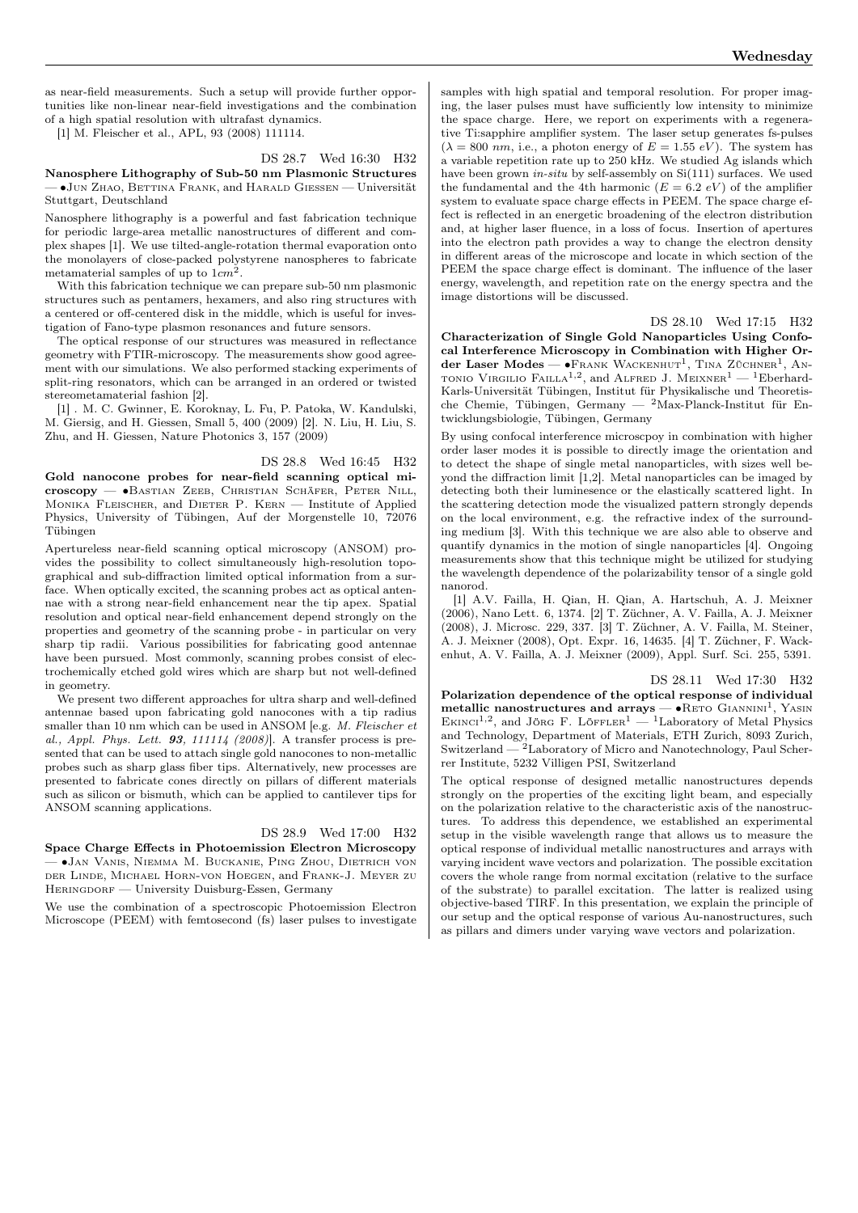as near-field measurements. Such a setup will provide further opportunities like non-linear near-field investigations and the combination of a high spatial resolution with ultrafast dynamics.

[1] M. Fleischer et al., APL, 93 (2008) 111114.

DS 28.7 Wed 16:30 H32

**Nanosphere Lithography of Sub-50 nm Plasmonic Structures** — •Jun Zhao, Bettina Frank, and Harald Giessen — Universität Stuttgart, Deutschland

Nanosphere lithography is a powerful and fast fabrication technique for periodic large-area metallic nanostructures of different and complex shapes [1]. We use tilted-angle-rotation thermal evaporation onto the monolayers of close-packed polystyrene nanospheres to fabricate metamaterial samples of up to $1cm^2$.

With this fabrication technique we can prepare sub-50 nm plasmonic structures such as pentamers, hexamers, and also ring structures with a centered or off-centered disk in the middle, which is useful for investigation of Fano-type plasmon resonances and future sensors.

The optical response of our structures was measured in reflectance geometry with FTIR-microscopy. The measurements show good agreement with our simulations. We also performed stacking experiments of split-ring resonators, which can be arranged in an ordered or twisted stereometamaterial fashion [2].

[1] . M. C. Gwinner, E. Koroknay, L. Fu, P. Patoka, W. Kandulski, M. Giersig, and H. Giessen, Small 5, 400 (2009) [2]. N. Liu, H. Liu, S. Zhu, and H. Giessen, Nature Photonics 3, 157 (2009)

DS 28.8 Wed 16:45 H32

**Gold nanocone probes for near-field scanning optical microscopy** — •Bastian Zeeb, Christian Schäfer, Peter Nill, Monika Fleischer, and Dieter P. Kern — Institute of Applied Physics, University of Tübingen, Auf der Morgenstelle 10, 72076 Tübingen

Apertureless near-field scanning optical microscopy (ANSOM) provides the possibility to collect simultaneously high-resolution topographical and sub-diffraction limited optical information from a surface. When optically excited, the scanning probes act as optical antennae with a strong near-field enhancement near the tip apex. Spatial resolution and optical near-field enhancement depend strongly on the properties and geometry of the scanning probe - in particular on very sharp tip radii. Various possibilities for fabricating good antennae have been pursued. Most commonly, scanning probes consist of electrochemically etched gold wires which are sharp but not well-defined in geometry.

We present two different approaches for ultra sharp and well-defined antennae based upon fabricating gold nanocones with a tip radius smaller than 10 nm which can be used in ANSOM [e.g. *M. Fleischer et al., Appl. Phys. Lett.* ***93****, 111114 (2008)*]. A transfer process is presented that can be used to attach single gold nanocones to non-metallic probes such as sharp glass fiber tips. Alternatively, new processes are presented to fabricate cones directly on pillars of different materials such as silicon or bismuth, which can be applied to cantilever tips for ANSOM scanning applications.

DS 28.9 Wed 17:00 H32

**Space Charge Effects in Photoemission Electron Microscopy** — •Jan Vanis, Niemma M. Buckanie, Ping Zhou, Dietrich von der Linde, Michael Horn-von Hoegen, and Frank-J. Meyer zu Heringdorf — University Duisburg-Essen, Germany

We use the combination of a spectroscopic Photoemission Electron Microscope (PEEM) with femtosecond (fs) laser pulses to investigate samples with high spatial and temporal resolution. For proper imaging, the laser pulses must have sufficiently low intensity to minimize the space charge. Here, we report on experiments with a regenerative Ti:sapphire amplifier system. The laser setup generates fs-pulses ($\lambda = 800\ nm$, i.e., a photon energy of $E = 1.55\ eV$). The system has a variable repetition rate up to 250 kHz. We studied Ag islands which have been grown *in-situ* by self-assembly on Si(111) surfaces. We used the fundamental and the 4th harmonic ($E = 6.2\ eV$) of the amplifier system to evaluate space charge effects in PEEM. The space charge effect is reflected in an energetic broadening of the electron distribution and, at higher laser fluence, in a loss of focus. Insertion of apertures into the electron path provides a way to change the electron density in different areas of the microscope and locate in which section of the PEEM the space charge effect is dominant. The influence of the laser energy, wavelength, and repetition rate on the energy spectra and the image distortions will be discussed.

DS 28.10 Wed 17:15 H32

**Characterization of Single Gold Nanoparticles Using Confocal Interference Microscopy in Combination with Higher Order Laser Modes** — •Frank Wackenhut[1], Tina Züchner[1], Antonio Virgilio Failla[1,2], and Alfred J. Meixner[1] — [1]Eberhard-Karls-Universität Tübingen, Institut für Physikalische und Theoretische Chemie, Tübingen, Germany — [2]Max-Planck-Institut für Entwicklungsbiologie, Tübingen, Germany

By using confocal interference microscpoy in combination with higher order laser modes it is possible to directly image the orientation and to detect the shape of single metal nanoparticles, with sizes well beyond the diffraction limit [1,2]. Metal nanoparticles can be imaged by detecting both their luminesence or the elastically scattered light. In the scattering detection mode the visualized pattern strongly depends on the local environment, e.g. the refractive index of the surrounding medium [3]. With this technique we are also able to observe and quantify dynamics in the motion of single nanoparticles [4]. Ongoing measurements show that this technique might be utilized for studying the wavelength dependence of the polarizability tensor of a single gold nanorod.

[1] A.V. Failla, H. Qian, H. Qian, A. Hartschuh, A. J. Meixner (2006), Nano Lett. 6, 1374. [2] T. Züchner, A. V. Failla, A. J. Meixner (2008), J. Microsc. 229, 337. [3] T. Züchner, A. V. Failla, M. Steiner, A. J. Meixner (2008), Opt. Expr. 16, 14635. [4] T. Züchner, F. Wackenhut, A. V. Failla, A. J. Meixner (2009), Appl. Surf. Sci. 255, 5391.

DS 28.11 Wed 17:30 H32

**Polarization dependence of the optical response of individual metallic nanostructures and arrays** — •Reto Giannini[1], Yasin Ekinci[1,2], and Jörg F. Löffler[1] — [1]Laboratory of Metal Physics and Technology, Department of Materials, ETH Zurich, 8093 Zurich, Switzerland — [2]Laboratory of Micro and Nanotechnology, Paul Scherrer Institute, 5232 Villigen PSI, Switzerland

The optical response of designed metallic nanostructures depends strongly on the properties of the exciting light beam, and especially on the polarization relative to the characteristic axis of the nanostructures. To address this dependence, we established an experimental setup in the visible wavelength range that allows us to measure the optical response of individual metallic nanostructures and arrays with varying incident wave vectors and polarization. The possible excitation covers the whole range from normal excitation (relative to the surface of the substrate) to parallel excitation. The latter is realized using objective-based TIRF. In this presentation, we explain the principle of our setup and the optical response of various Au-nanostructures, such as pillars and dimers under varying wave vectors and polarization.